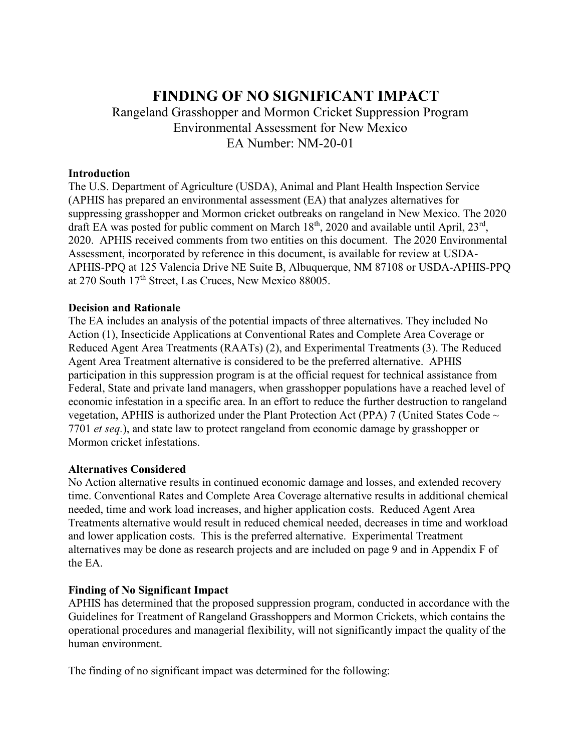# FINDING OF NO SIGNIFICANT IMPACT

Rangeland Grasshopper and Mormon Cricket Suppression Program
Environmental Assessment for New Mexico
EA Number: NM-20-01

**Introduction**

The U.S. Department of Agriculture (USDA), Animal and Plant Health Inspection Service (APHIS has prepared an environmental assessment (EA) that analyzes alternatives for suppressing grasshopper and Mormon cricket outbreaks on rangeland in New Mexico. The 2020 draft EA was posted for public comment on March 18th, 2020 and available until April, 23rd, 2020. APHIS received comments from two entities on this document. The 2020 Environmental Assessment, incorporated by reference in this document, is available for review at USDA-APHIS-PPQ at 125 Valencia Drive NE Suite B, Albuquerque, NM 87108 or USDA-APHIS-PPQ at 270 South 17th Street, Las Cruces, New Mexico 88005.

**Decision and Rationale**

The EA includes an analysis of the potential impacts of three alternatives. They included No Action (1), Insecticide Applications at Conventional Rates and Complete Area Coverage or Reduced Agent Area Treatments (RAATs) (2), and Experimental Treatments (3). The Reduced Agent Area Treatment alternative is considered to be the preferred alternative. APHIS participation in this suppression program is at the official request for technical assistance from Federal, State and private land managers, when grasshopper populations have a reached level of economic infestation in a specific area. In an effort to reduce the further destruction to rangeland vegetation, APHIS is authorized under the Plant Protection Act (PPA) 7 (United States Code ~ 7701 *et seq.*), and state law to protect rangeland from economic damage by grasshopper or Mormon cricket infestations.

**Alternatives Considered**

No Action alternative results in continued economic damage and losses, and extended recovery time. Conventional Rates and Complete Area Coverage alternative results in additional chemical needed, time and work load increases, and higher application costs. Reduced Agent Area Treatments alternative would result in reduced chemical needed, decreases in time and workload and lower application costs. This is the preferred alternative. Experimental Treatment alternatives may be done as research projects and are included on page 9 and in Appendix F of the EA.

**Finding of No Significant Impact**

APHIS has determined that the proposed suppression program, conducted in accordance with the Guidelines for Treatment of Rangeland Grasshoppers and Mormon Crickets, which contains the operational procedures and managerial flexibility, will not significantly impact the quality of the human environment.

The finding of no significant impact was determined for the following: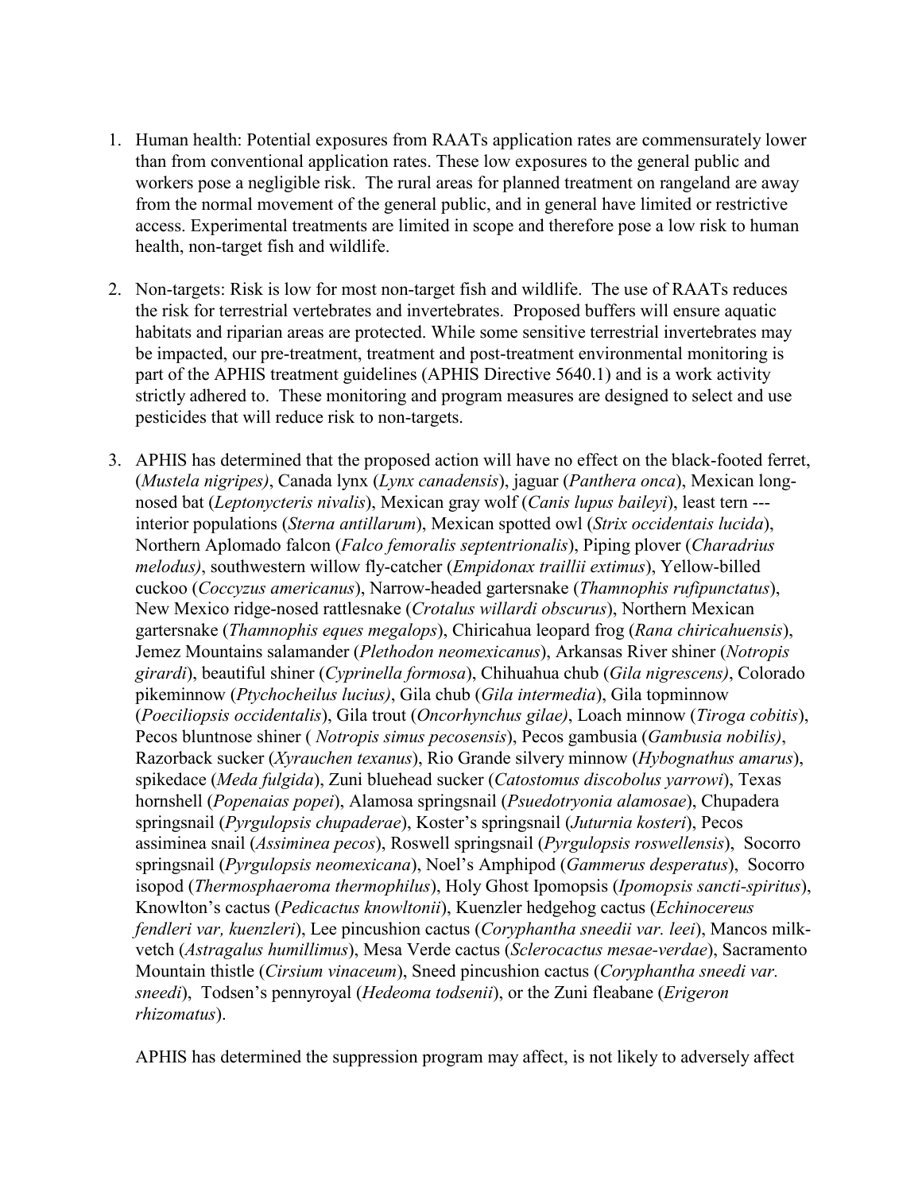1. Human health: Potential exposures from RAATs application rates are commensurately lower than from conventional application rates. These low exposures to the general public and workers pose a negligible risk. The rural areas for planned treatment on rangeland are away from the normal movement of the general public, and in general have limited or restrictive access. Experimental treatments are limited in scope and therefore pose a low risk to human health, non-target fish and wildlife.

2. Non-targets: Risk is low for most non-target fish and wildlife. The use of RAATs reduces the risk for terrestrial vertebrates and invertebrates. Proposed buffers will ensure aquatic habitats and riparian areas are protected. While some sensitive terrestrial invertebrates may be impacted, our pre-treatment, treatment and post-treatment environmental monitoring is part of the APHIS treatment guidelines (APHIS Directive 5640.1) and is a work activity strictly adhered to. These monitoring and program measures are designed to select and use pesticides that will reduce risk to non-targets.

3. APHIS has determined that the proposed action will have no effect on the black-footed ferret, (*Mustela nigripes)*, Canada lynx (*Lynx canadensis*), jaguar (*Panthera onca*), Mexican long-nosed bat (*Leptonycteris nivalis*), Mexican gray wolf (*Canis lupus baileyi*), least tern --- interior populations (*Sterna antillarum*), Mexican spotted owl (*Strix occidentais lucida*), Northern Aplomado falcon (*Falco femoralis septentrionalis*), Piping plover (*Charadrius melodus)*, southwestern willow fly-catcher (*Empidonax traillii extimus*), Yellow-billed cuckoo (*Coccyzus americanus*), Narrow-headed gartersnake (*Thamnophis rufipunctatus*), New Mexico ridge-nosed rattlesnake (*Crotalus willardi obscurus*), Northern Mexican gartersnake (*Thamnophis eques megalops*), Chiricahua leopard frog (*Rana chiricahuensis*), Jemez Mountains salamander (*Plethodon neomexicanus*), Arkansas River shiner (*Notropis girardi*), beautiful shiner (*Cyprinella formosa*), Chihuahua chub (*Gila nigrescens)*, Colorado pikeminnow (*Ptychocheilus lucius)*, Gila chub (*Gila intermedia*), Gila topminnow (*Poeciliopsis occidentalis*), Gila trout (*Oncorhynchus gilae)*, Loach minnow (*Tiroga cobitis*), Pecos bluntnose shiner ( *Notropis simus pecosensis*), Pecos gambusia (*Gambusia nobilis)*, Razorback sucker (*Xyrauchen texanus*), Rio Grande silvery minnow (*Hybognathus amarus*), spikedace (*Meda fulgida*), Zuni bluehead sucker (*Catostomus discobolus yarrowi*), Texas hornshell (*Popenaias popei*), Alamosa springsnail (*Psuedotryonia alamosae*), Chupadera springsnail (*Pyrgulopsis chupaderae*), Koster's springsnail (*Juturnia kosteri*), Pecos assiminea snail (*Assiminea pecos*), Roswell springsnail (*Pyrgulopsis roswellensis*), Socorro springsnail (*Pyrgulopsis neomexicana*), Noel's Amphipod (*Gammerus desperatus*), Socorro isopod (*Thermosphaeroma thermophilus*), Holy Ghost Ipomopsis (*Ipomopsis sancti-spiritus*), Knowlton's cactus (*Pedicactus knowltonii*), Kuenzler hedgehog cactus (*Echinocereus fendleri var, kuenzleri*), Lee pincushion cactus (*Coryphantha sneedii var. leei*), Mancos milk-vetch (*Astragalus humillimus*), Mesa Verde cactus (*Sclerocactus mesae-verdae*), Sacramento Mountain thistle (*Cirsium vinaceum*), Sneed pincushion cactus (*Coryphantha sneedi var. sneedi*), Todsen's pennyroyal (*Hedeoma todsenii*), or the Zuni fleabane (*Erigeron rhizomatus*).

   APHIS has determined the suppression program may affect, is not likely to adversely affect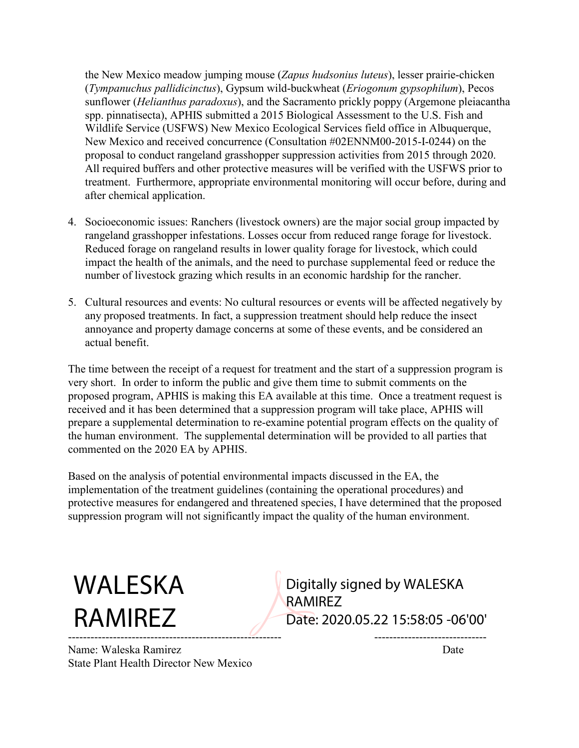the New Mexico meadow jumping mouse (*Zapus hudsonius luteus*), lesser prairie-chicken (*Tympanuchus pallidicinctus*), Gypsum wild-buckwheat (*Eriogonum gypsophilum*), Pecos sunflower (*Helianthus paradoxus*), and the Sacramento prickly poppy (Argemone pleiacantha spp. pinnatisecta), APHIS submitted a 2015 Biological Assessment to the U.S. Fish and Wildlife Service (USFWS) New Mexico Ecological Services field office in Albuquerque, New Mexico and received concurrence (Consultation #02ENNM00-2015-I-0244) on the proposal to conduct rangeland grasshopper suppression activities from 2015 through 2020. All required buffers and other protective measures will be verified with the USFWS prior to treatment. Furthermore, appropriate environmental monitoring will occur before, during and after chemical application.

4. Socioeconomic issues: Ranchers (livestock owners) are the major social group impacted by rangeland grasshopper infestations. Losses occur from reduced range forage for livestock. Reduced forage on rangeland results in lower quality forage for livestock, which could impact the health of the animals, and the need to purchase supplemental feed or reduce the number of livestock grazing which results in an economic hardship for the rancher.

5. Cultural resources and events: No cultural resources or events will be affected negatively by any proposed treatments. In fact, a suppression treatment should help reduce the insect annoyance and property damage concerns at some of these events, and be considered an actual benefit.

The time between the receipt of a request for treatment and the start of a suppression program is very short. In order to inform the public and give them time to submit comments on the proposed program, APHIS is making this EA available at this time. Once a treatment request is received and it has been determined that a suppression program will take place, APHIS will prepare a supplemental determination to re-examine potential program effects on the quality of the human environment. The supplemental determination will be provided to all parties that commented on the 2020 EA by APHIS.

Based on the analysis of potential environmental impacts discussed in the EA, the implementation of the treatment guidelines (containing the operational procedures) and protective measures for endangered and threatened species, I have determined that the proposed suppression program will not significantly impact the quality of the human environment.

WALESKA RAMIREZ

Digitally signed by WALESKA RAMIREZ
Date: 2020.05.22 15:58:05 -06'00'

---------------------------------------------------------- -----------------------------

Name: Waleska Ramirez Date

State Plant Health Director New Mexico